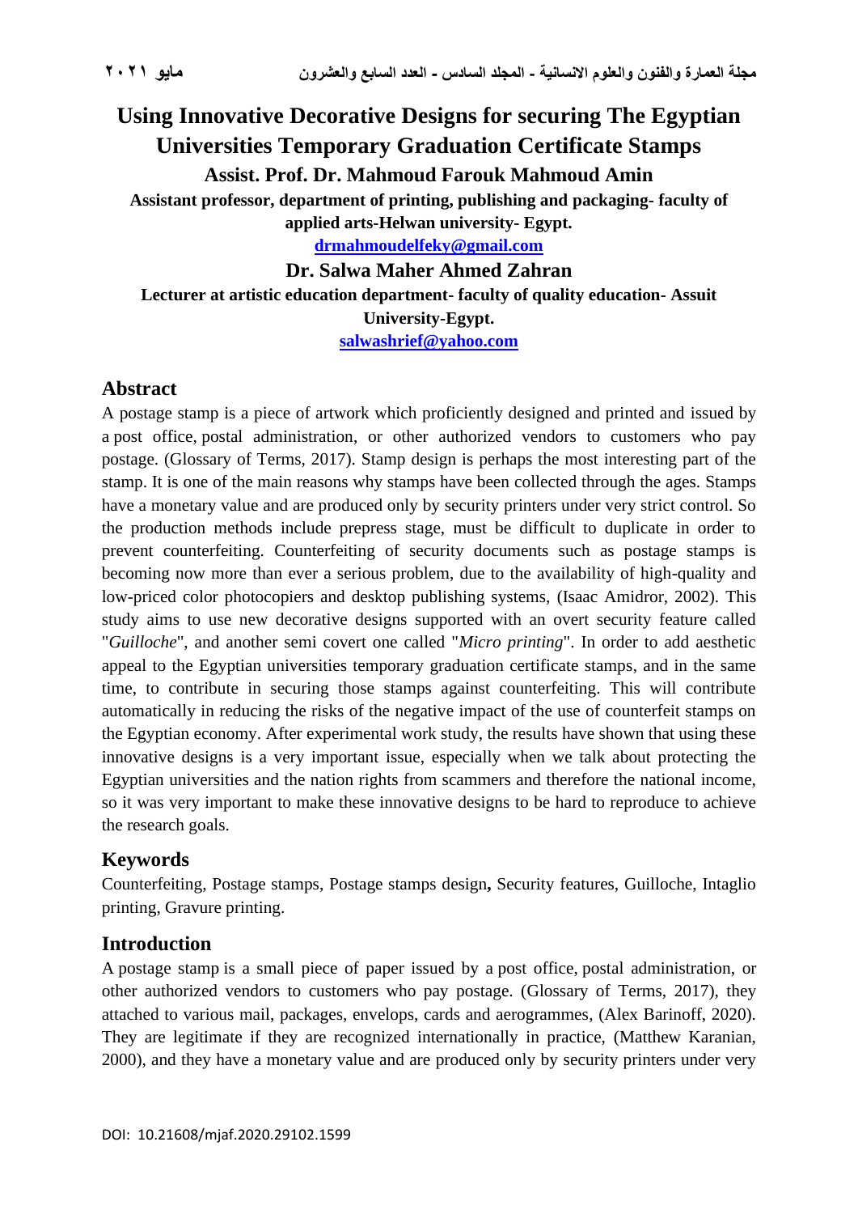# Using Innovative Decorative Designs for securing The Egyptian Universities Temporary Graduation Certificate Stamps

**Assist. Prof. Dr. Mahmoud Farouk Mahmoud Amin**

**Assistant professor, department of printing, publishing and packaging- faculty of applied arts-Helwan university- Egypt.**

**drmahmoudelfeky@gmail.com**

**Dr. Salwa Maher Ahmed Zahran**

**Lecturer at artistic education department- faculty of quality education- Assuit University-Egypt.**

**salwashrief@yahoo.com**

## Abstract

A postage stamp is a piece of artwork which proficiently designed and printed and issued by a post office, postal administration, or other authorized vendors to customers who pay postage. (Glossary of Terms, 2017). Stamp design is perhaps the most interesting part of the stamp. It is one of the main reasons why stamps have been collected through the ages. Stamps have a monetary value and are produced only by security printers under very strict control. So the production methods include prepress stage, must be difficult to duplicate in order to prevent counterfeiting. Counterfeiting of security documents such as postage stamps is becoming now more than ever a serious problem, due to the availability of high-quality and low-priced color photocopiers and desktop publishing systems, (Isaac Amidror, 2002). This study aims to use new decorative designs supported with an overt security feature called "*Guilloche*", and another semi covert one called "*Micro printing*". In order to add aesthetic appeal to the Egyptian universities temporary graduation certificate stamps, and in the same time, to contribute in securing those stamps against counterfeiting. This will contribute automatically in reducing the risks of the negative impact of the use of counterfeit stamps on the Egyptian economy. After experimental work study, the results have shown that using these innovative designs is a very important issue, especially when we talk about protecting the Egyptian universities and the nation rights from scammers and therefore the national income, so it was very important to make these innovative designs to be hard to reproduce to achieve the research goals.

## Keywords

Counterfeiting, Postage stamps, Postage stamps design**,** Security features, Guilloche, Intaglio printing, Gravure printing.

## Introduction

A postage stamp is a small piece of paper issued by a post office, postal administration, or other authorized vendors to customers who pay postage. (Glossary of Terms, 2017), they attached to various mail, packages, envelops, cards and aerogrammes, (Alex Barinoff, 2020). They are legitimate if they are recognized internationally in practice, (Matthew Karanian, 2000), and they have a monetary value and are produced only by security printers under very

DOI: 10.21608/mjaf.2020.29102.1599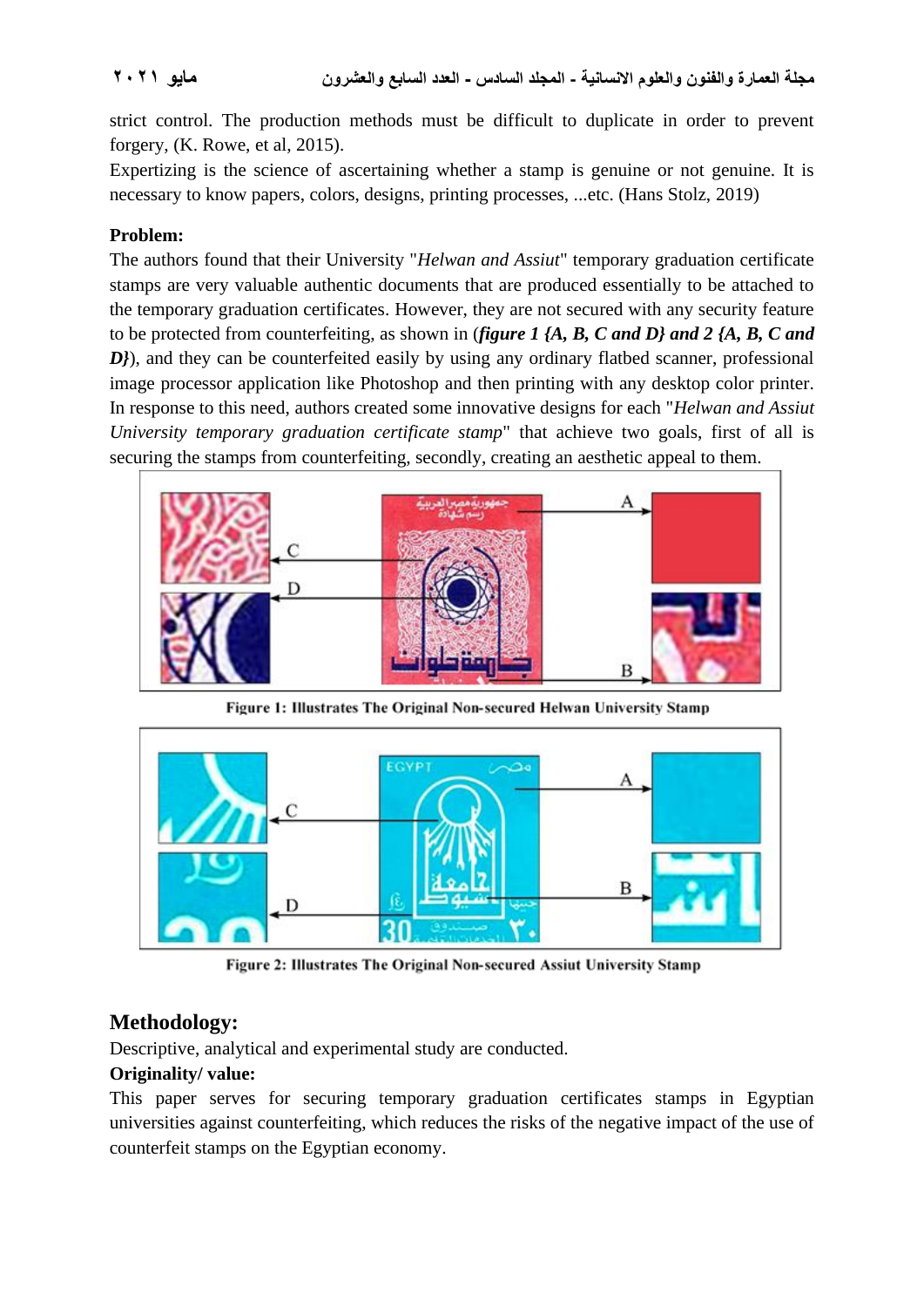strict control. The production methods must be difficult to duplicate in order to prevent forgery, (K. Rowe, et al, 2015).

Expertizing is the science of ascertaining whether a stamp is genuine or not genuine. It is necessary to know papers, colors, designs, printing processes, ...etc. (Hans Stolz, 2019)

**Problem:**

The authors found that their University "*Helwan and Assiut*" temporary graduation certificate stamps are very valuable authentic documents that are produced essentially to be attached to the temporary graduation certificates. However, they are not secured with any security feature to be protected from counterfeiting, as shown in (***figure 1 {A, B, C and D} and 2 {A, B, C and D}***), and they can be counterfeited easily by using any ordinary flatbed scanner, professional image processor application like Photoshop and then printing with any desktop color printer. In response to this need, authors created some innovative designs for each "*Helwan and Assiut University temporary graduation certificate stamp*" that achieve two goals, first of all is securing the stamps from counterfeiting, secondly, creating an aesthetic appeal to them.

**Figure 1: Illustrates The Original Non-secured Helwan University Stamp**

**Figure 2: Illustrates The Original Non-secured Assiut University Stamp**

## Methodology:

Descriptive, analytical and experimental study are conducted.

**Originality/ value:**

This paper serves for securing temporary graduation certificates stamps in Egyptian universities against counterfeiting, which reduces the risks of the negative impact of the use of counterfeit stamps on the Egyptian economy.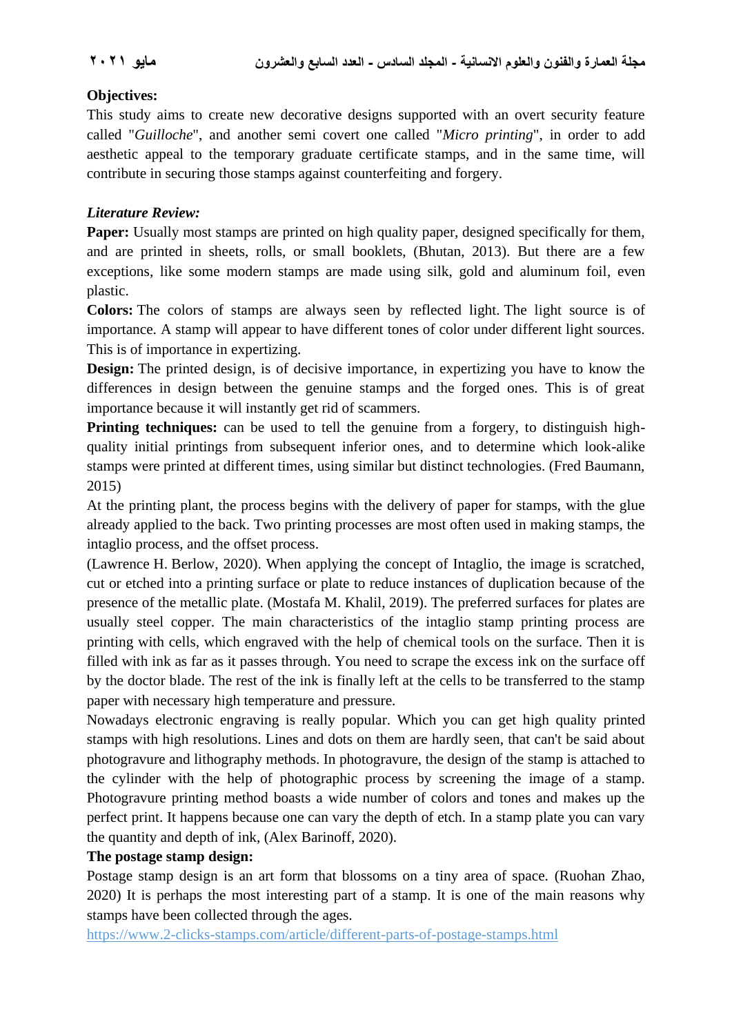**Objectives:**

This study aims to create new decorative designs supported with an overt security feature called "*Guilloche*", and another semi covert one called "*Micro printing*", in order to add aesthetic appeal to the temporary graduate certificate stamps, and in the same time, will contribute in securing those stamps against counterfeiting and forgery.

***Literature Review:***

**Paper:** Usually most stamps are printed on high quality paper, designed specifically for them, and are printed in sheets, rolls, or small booklets, (Bhutan, 2013). But there are a few exceptions, like some modern stamps are made using silk, gold and aluminum foil, even plastic.

**Colors:** The colors of stamps are always seen by reflected light. The light source is of importance. A stamp will appear to have different tones of color under different light sources. This is of importance in expertizing.

**Design:** The printed design, is of decisive importance, in expertizing you have to know the differences in design between the genuine stamps and the forged ones. This is of great importance because it will instantly get rid of scammers.

**Printing techniques:** can be used to tell the genuine from a forgery, to distinguish high-quality initial printings from subsequent inferior ones, and to determine which look-alike stamps were printed at different times, using similar but distinct technologies. (Fred Baumann, 2015)

At the printing plant, the process begins with the delivery of paper for stamps, with the glue already applied to the back. Two printing processes are most often used in making stamps, the intaglio process, and the offset process.

(Lawrence H. Berlow, 2020). When applying the concept of Intaglio, the image is scratched, cut or etched into a printing surface or plate to reduce instances of duplication because of the presence of the metallic plate. (Mostafa M. Khalil, 2019). The preferred surfaces for plates are usually steel copper. The main characteristics of the intaglio stamp printing process are printing with cells, which engraved with the help of chemical tools on the surface. Then it is filled with ink as far as it passes through. You need to scrape the excess ink on the surface off by the doctor blade. The rest of the ink is finally left at the cells to be transferred to the stamp paper with necessary high temperature and pressure.

Nowadays electronic engraving is really popular. Which you can get high quality printed stamps with high resolutions. Lines and dots on them are hardly seen, that can't be said about photogravure and lithography methods. In photogravure, the design of the stamp is attached to the cylinder with the help of photographic process by screening the image of a stamp. Photogravure printing method boasts a wide number of colors and tones and makes up the perfect print. It happens because one can vary the depth of etch. In a stamp plate you can vary the quantity and depth of ink, (Alex Barinoff, 2020).

**The postage stamp design:**

Postage stamp design is an art form that blossoms on a tiny area of space. (Ruohan Zhao, 2020) It is perhaps the most interesting part of a stamp. It is one of the main reasons why stamps have been collected through the ages.

https://www.2-clicks-stamps.com/article/different-parts-of-postage-stamps.html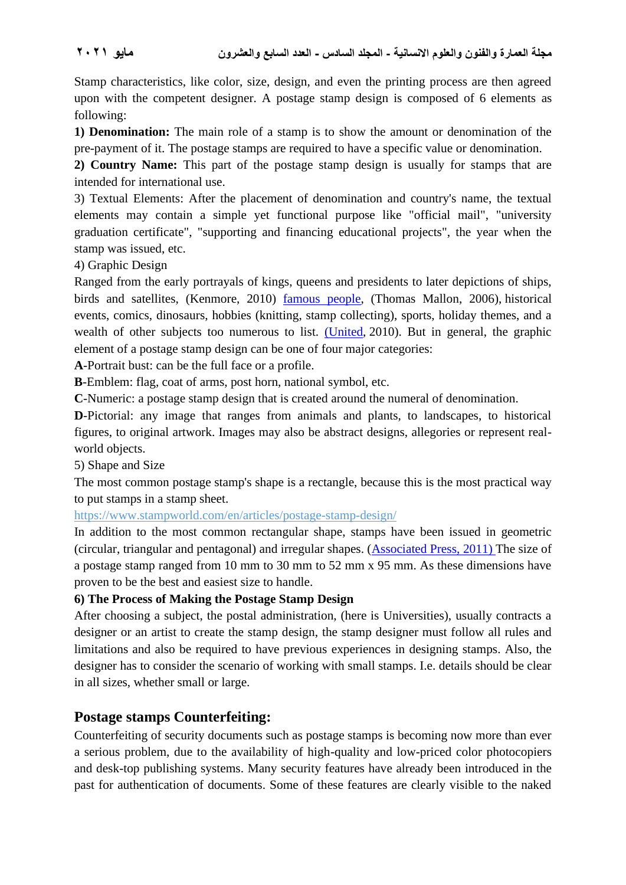Stamp characteristics, like color, size, design, and even the printing process are then agreed upon with the competent designer. A postage stamp design is composed of 6 elements as following:

**1) Denomination:** The main role of a stamp is to show the amount or denomination of the pre-payment of it. The postage stamps are required to have a specific value or denomination.

**2) Country Name:** This part of the postage stamp design is usually for stamps that are intended for international use.

3) Textual Elements: After the placement of denomination and country's name, the textual elements may contain a simple yet functional purpose like "official mail", "university graduation certificate", "supporting and financing educational projects", the year when the stamp was issued, etc.

4) Graphic Design

Ranged from the early portrayals of kings, queens and presidents to later depictions of ships, birds and satellites, (Kenmore, 2010) famous people, (Thomas Mallon, 2006), historical events, comics, dinosaurs, hobbies (knitting, stamp collecting), sports, holiday themes, and a wealth of other subjects too numerous to list. (United, 2010). But in general, the graphic element of a postage stamp design can be one of four major categories:

**A**-Portrait bust: can be the full face or a profile.

**B**-Emblem: flag, coat of arms, post horn, national symbol, etc.

**C**-Numeric: a postage stamp design that is created around the numeral of denomination.

**D**-Pictorial: any image that ranges from animals and plants, to landscapes, to historical figures, to original artwork. Images may also be abstract designs, allegories or represent real-world objects.

5) Shape and Size

The most common postage stamp's shape is a rectangle, because this is the most practical way to put stamps in a stamp sheet.

https://www.stampworld.com/en/articles/postage-stamp-design/

In addition to the most common rectangular shape, stamps have been issued in geometric (circular, triangular and pentagonal) and irregular shapes. (Associated Press, 2011) The size of a postage stamp ranged from 10 mm to 30 mm to 52 mm x 95 mm. As these dimensions have proven to be the best and easiest size to handle.

**6) The Process of Making the Postage Stamp Design**

After choosing a subject, the postal administration, (here is Universities), usually contracts a designer or an artist to create the stamp design, the stamp designer must follow all rules and limitations and also be required to have previous experiences in designing stamps. Also, the designer has to consider the scenario of working with small stamps. I.e. details should be clear in all sizes, whether small or large.

## Postage stamps Counterfeiting:

Counterfeiting of security documents such as postage stamps is becoming now more than ever a serious problem, due to the availability of high-quality and low-priced color photocopiers and desk-top publishing systems. Many security features have already been introduced in the past for authentication of documents. Some of these features are clearly visible to the naked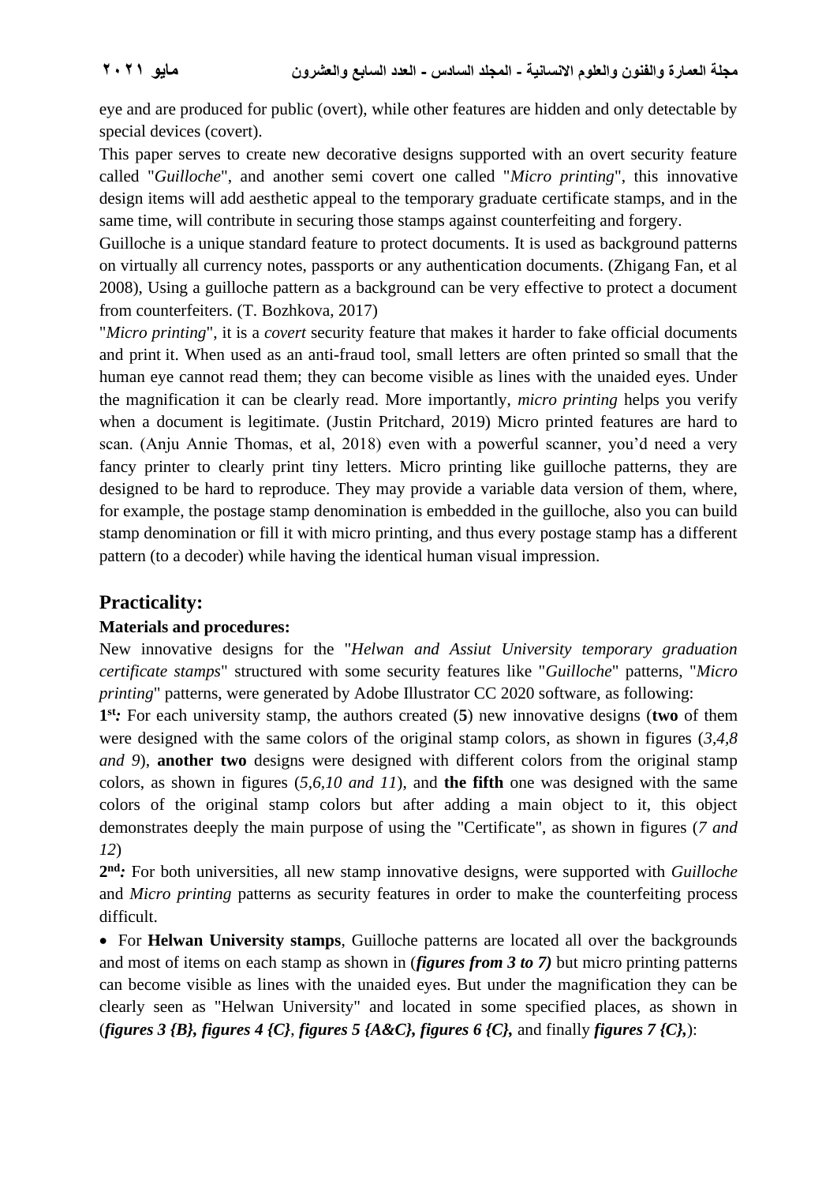eye and are produced for public (overt), while other features are hidden and only detectable by special devices (covert).

This paper serves to create new decorative designs supported with an overt security feature called "*Guilloche*", and another semi covert one called "*Micro printing*", this innovative design items will add aesthetic appeal to the temporary graduate certificate stamps, and in the same time, will contribute in securing those stamps against counterfeiting and forgery.

Guilloche is a unique standard feature to protect documents. It is used as background patterns on virtually all currency notes, passports or any authentication documents. (Zhigang Fan, et al 2008), Using a guilloche pattern as a background can be very effective to protect a document from counterfeiters. (T. Bozhkova, 2017)

"*Micro printing*", it is a *covert* security feature that makes it harder to fake official documents and print it. When used as an anti-fraud tool, small letters are often printed so small that the human eye cannot read them; they can become visible as lines with the unaided eyes. Under the magnification it can be clearly read. More importantly, *micro printing* helps you verify when a document is legitimate. (Justin Pritchard, 2019) Micro printed features are hard to scan. (Anju Annie Thomas, et al, 2018) even with a powerful scanner, you'd need a very fancy printer to clearly print tiny letters. Micro printing like guilloche patterns, they are designed to be hard to reproduce. They may provide a variable data version of them, where, for example, the postage stamp denomination is embedded in the guilloche, also you can build stamp denomination or fill it with micro printing, and thus every postage stamp has a different pattern (to a decoder) while having the identical human visual impression.

## Practicality:

### Materials and procedures:

New innovative designs for the "*Helwan and Assiut University temporary graduation certificate stamps*" structured with some security features like "*Guilloche*" patterns, "*Micro printing*" patterns, were generated by Adobe Illustrator CC 2020 software, as following:

**1st*:*** For each university stamp, the authors created (**5**) new innovative designs (**two** of them were designed with the same colors of the original stamp colors, as shown in figures (*3,4,8 and 9*), **another two** designs were designed with different colors from the original stamp colors, as shown in figures (*5,6,10 and 11*), and **the fifth** one was designed with the same colors of the original stamp colors but after adding a main object to it, this object demonstrates deeply the main purpose of using the "Certificate", as shown in figures (*7 and 12*)

**2nd*:*** For both universities, all new stamp innovative designs, were supported with *Guilloche* and *Micro printing* patterns as security features in order to make the counterfeiting process difficult.

- For **Helwan University stamps**, Guilloche patterns are located all over the backgrounds and most of items on each stamp as shown in (***figures from 3 to 7)*** but micro printing patterns can become visible as lines with the unaided eyes. But under the magnification they can be clearly seen as "Helwan University" and located in some specified places, as shown in (***figures 3 {B}, figures 4 {C}***, ***figures 5 {A&C}, figures 6 {C},*** and finally ***figures 7 {C},***):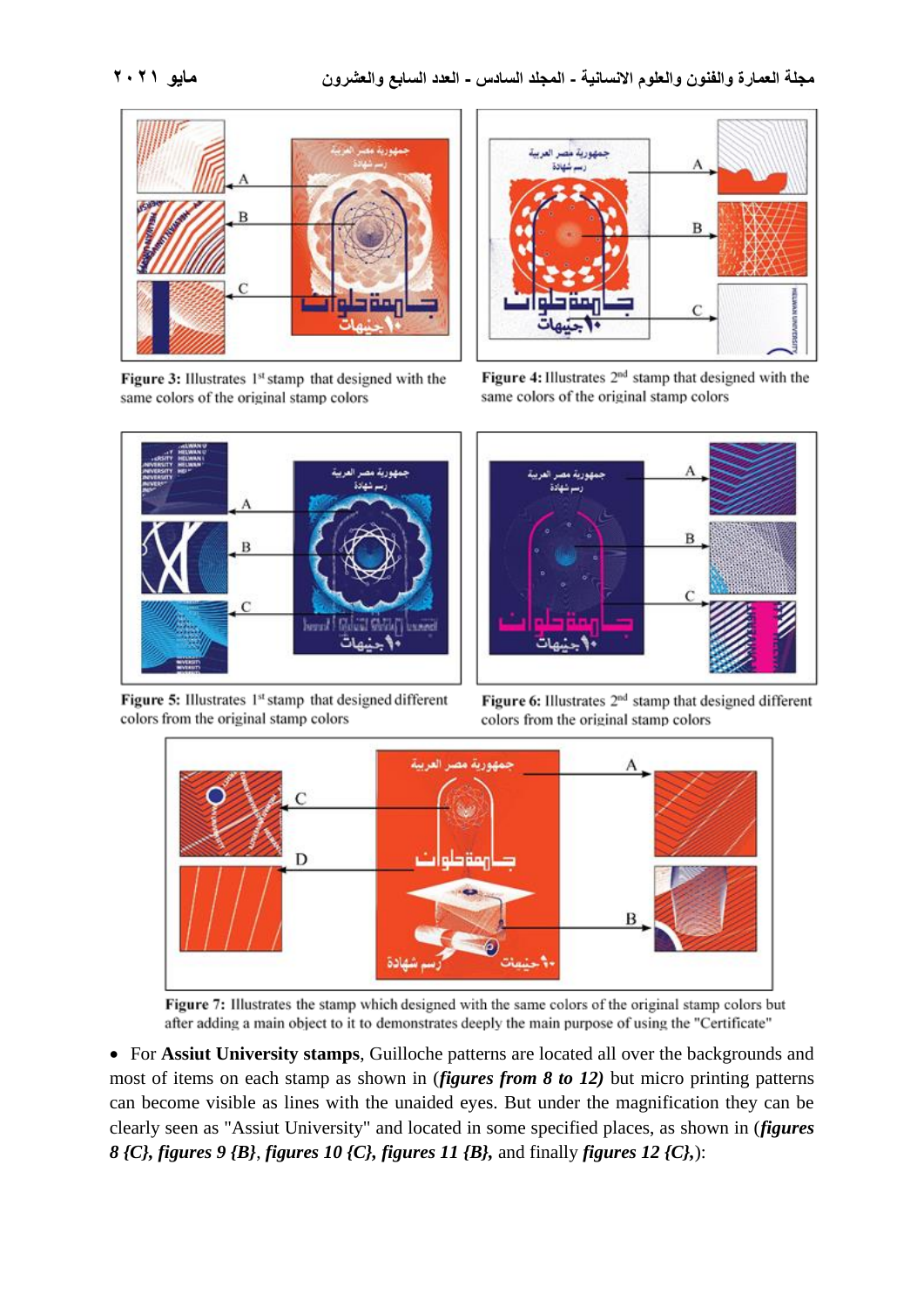**Figure 3:** Illustrates 1st stamp that designed with the same colors of the original stamp colors

**Figure 4:** Illustrates 2nd stamp that designed with the same colors of the original stamp colors

**Figure 5:** Illustrates 1st stamp that designed different colors from the original stamp colors

**Figure 6:** Illustrates 2nd stamp that designed different colors from the original stamp colors

**Figure 7:** Illustrates the stamp which designed with the same colors of the original stamp colors but after adding a main object to it to demonstrates deeply the main purpose of using the "Certificate"

- For **Assiut University stamps**, Guilloche patterns are located all over the backgrounds and most of items on each stamp as shown in (***figures from 8 to 12)*** but micro printing patterns can become visible as lines with the unaided eyes. But under the magnification they can be clearly seen as "Assiut University" and located in some specified places, as shown in (***figures 8 {C}, figures 9 {B}***, ***figures 10 {C}, figures 11 {B},*** and finally ***figures 12 {C},***):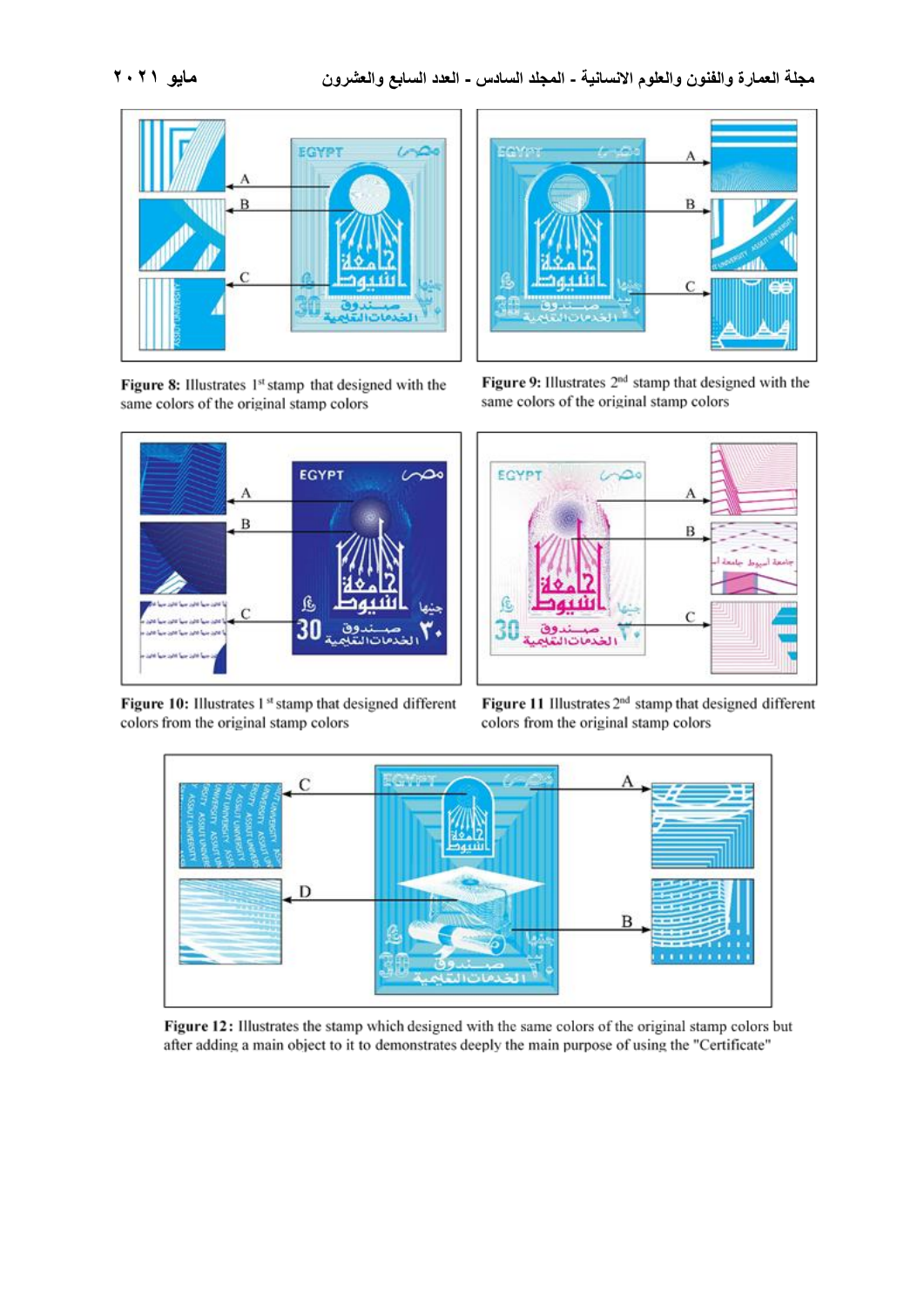Figure 8: Illustrates 1st stamp that designed with the same colors of the original stamp colors

Figure 9: Illustrates 2nd stamp that designed with the same colors of the original stamp colors

Figure 10: Illustrates 1st stamp that designed different colors from the original stamp colors

Figure 11 Illustrates 2nd stamp that designed different colors from the original stamp colors

Figure 12: Illustrates the stamp which designed with the same colors of the original stamp colors but after adding a main object to it to demonstrates deeply the main purpose of using the "Certificate"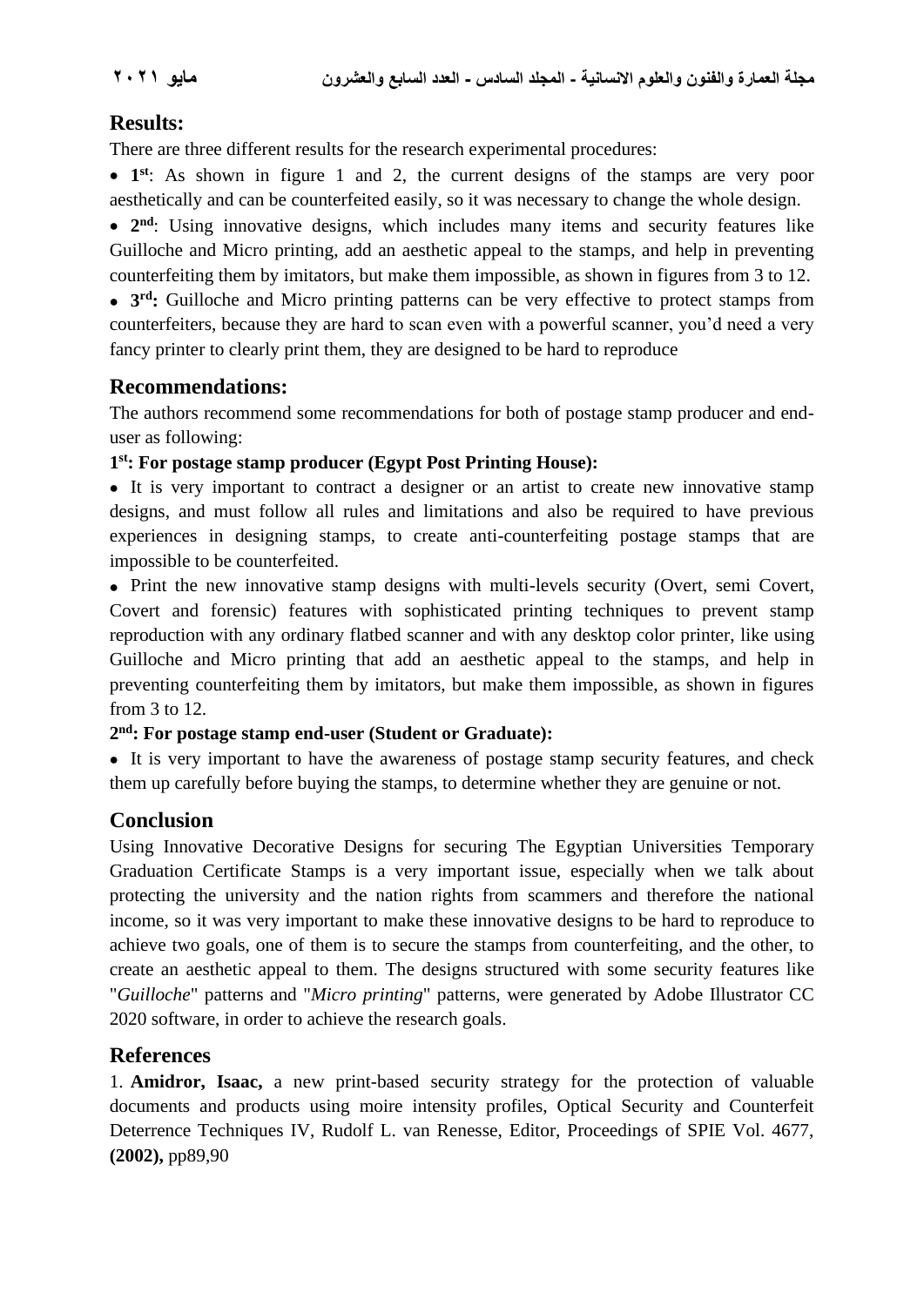## Results:

There are three different results for the research experimental procedures:

- **1st**: As shown in figure 1 and 2, the current designs of the stamps are very poor aesthetically and can be counterfeited easily, so it was necessary to change the whole design.
- **2nd**: Using innovative designs, which includes many items and security features like Guilloche and Micro printing, add an aesthetic appeal to the stamps, and help in preventing counterfeiting them by imitators, but make them impossible, as shown in figures from 3 to 12.
- **3rd:** Guilloche and Micro printing patterns can be very effective to protect stamps from counterfeiters, because they are hard to scan even with a powerful scanner, you'd need a very fancy printer to clearly print them, they are designed to be hard to reproduce

## Recommendations:

The authors recommend some recommendations for both of postage stamp producer and end-user as following:

### 1st: For postage stamp producer (Egypt Post Printing House):

- It is very important to contract a designer or an artist to create new innovative stamp designs, and must follow all rules and limitations and also be required to have previous experiences in designing stamps, to create anti-counterfeiting postage stamps that are impossible to be counterfeited.
- Print the new innovative stamp designs with multi-levels security (Overt, semi Covert, Covert and forensic) features with sophisticated printing techniques to prevent stamp reproduction with any ordinary flatbed scanner and with any desktop color printer, like using Guilloche and Micro printing that add an aesthetic appeal to the stamps, and help in preventing counterfeiting them by imitators, but make them impossible, as shown in figures from 3 to 12.

### 2nd: For postage stamp end-user (Student or Graduate):

- It is very important to have the awareness of postage stamp security features, and check them up carefully before buying the stamps, to determine whether they are genuine or not.

## Conclusion

Using Innovative Decorative Designs for securing The Egyptian Universities Temporary Graduation Certificate Stamps is a very important issue, especially when we talk about protecting the university and the nation rights from scammers and therefore the national income, so it was very important to make these innovative designs to be hard to reproduce to achieve two goals, one of them is to secure the stamps from counterfeiting, and the other, to create an aesthetic appeal to them. The designs structured with some security features like "*Guilloche*" patterns and "*Micro printing*" patterns, were generated by Adobe Illustrator CC 2020 software, in order to achieve the research goals.

## References

1. **Amidror, Isaac,** a new print-based security strategy for the protection of valuable documents and products using moire intensity profiles, Optical Security and Counterfeit Deterrence Techniques IV, Rudolf L. van Renesse, Editor, Proceedings of SPIE Vol. 4677, **(2002),** pp89,90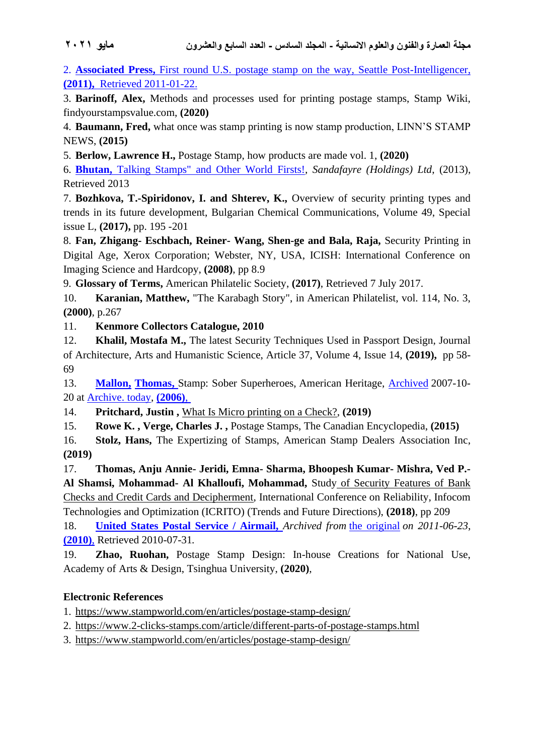2. **Associated Press,** First round U.S. postage stamp on the way, Seattle Post-Intelligencer, **(2011),** Retrieved 2011-01-22.

3. **Barinoff, Alex,** Methods and processes used for printing postage stamps, Stamp Wiki, findyourstampsvalue.com, **(2020)**

4. **Baumann, Fred,** what once was stamp printing is now stamp production, LINN'S STAMP NEWS, **(2015)**

5. **Berlow, Lawrence H.,** Postage Stamp, how products are made vol. 1, **(2020)**

6. **Bhutan,** Talking Stamps" and Other World Firsts!, *Sandafayre (Holdings) Ltd*, (2013), Retrieved 2013

7. **Bozhkova, T.-Spiridonov, I. and Shterev, K.,** Overview of security printing types and trends in its future development, Bulgarian Chemical Communications, Volume 49, Special issue L, **(2017),** pp. 195 -201

8. **Fan, Zhigang- Eschbach, Reiner- Wang, Shen-ge and Bala, Raja,** Security Printing in Digital Age, Xerox Corporation; Webster, NY, USA, ICISH: International Conference on Imaging Science and Hardcopy, **(2008)**, pp 8.9

9. **Glossary of Terms,** American Philatelic Society, **(2017)**, Retrieved 7 July 2017.

10. **Karanian, Matthew,** "The Karabagh Story", in American Philatelist, vol. 114, No. 3, **(2000)**, p.267

11. **Kenmore Collectors Catalogue, 2010**

12. **Khalil, Mostafa M.,** The latest Security Techniques Used in Passport Design, Journal of Architecture, Arts and Humanistic Science, Article 37, Volume 4, Issue 14, **(2019),** pp 58-69

13. **Mallon, Thomas,** Stamp: Sober Superheroes, American Heritage, Archived 2007-10-20 at Archive. today, **(2006),**

14. **Pritchard, Justin ,** What Is Micro printing on a Check?, **(2019)**

15. **Rowe K. , Verge, Charles J. ,** Postage Stamps, The Canadian Encyclopedia, **(2015)**

16. **Stolz, Hans,** The Expertizing of Stamps, American Stamp Dealers Association Inc, **(2019)**

17. **Thomas, Anju Annie- Jeridi, Emna- Sharma, Bhoopesh Kumar- Mishra, Ved P.- Al Shamsi, Mohammad- Al Khalloufi, Mohammad,** Study of Security Features of Bank Checks and Credit Cards and Decipherment, International Conference on Reliability, Infocom Technologies and Optimization (ICRITO) (Trends and Future Directions), **(2018)**, pp 209

18. **United States Postal Service / Airmail,** *Archived from* the original *on 2011-06-23*, **(2010),** Retrieved 2010-07-31.

19. **Zhao, Ruohan,** Postage Stamp Design: In-house Creations for National Use, Academy of Arts & Design, Tsinghua University, **(2020)**,

**Electronic References**

1. https://www.stampworld.com/en/articles/postage-stamp-design/
2. https://www.2-clicks-stamps.com/article/different-parts-of-postage-stamps.html
3. https://www.stampworld.com/en/articles/postage-stamp-design/